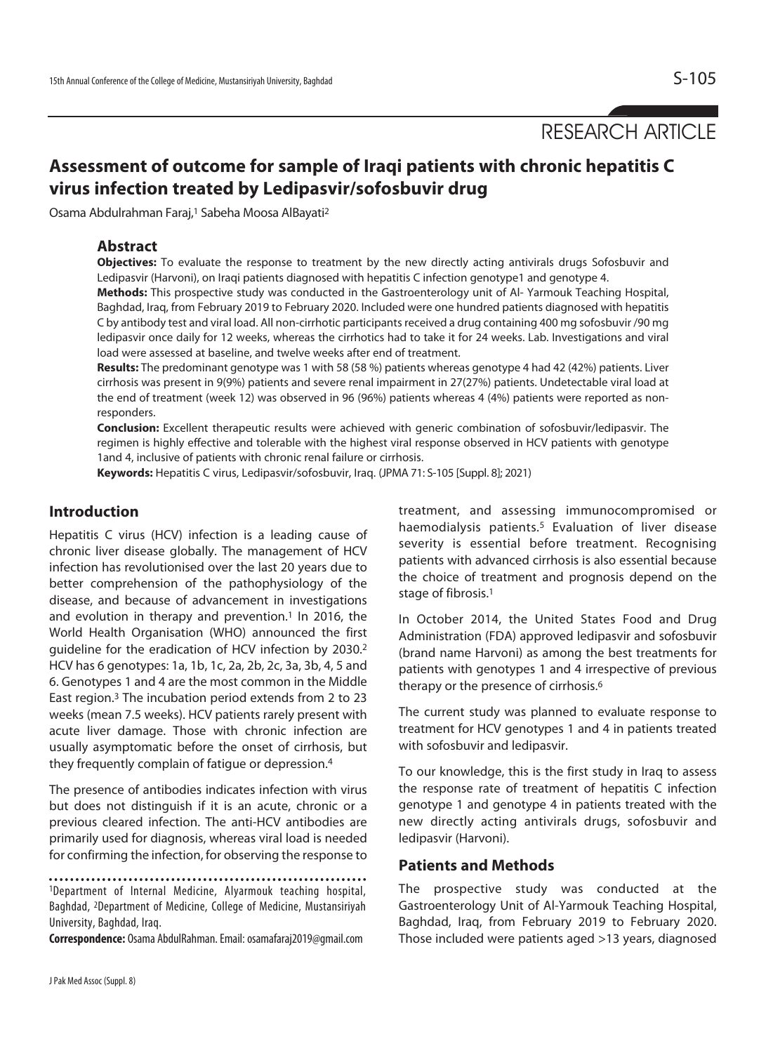RESEARCH ARTICLE

# Assessment of outcome for sample of Iraqi patients with chronic hepatitis C virus infection treated by Ledipasvir/sofosbuvir drug

Osama Abdulrahman Faraj,[1] Sabeha Moosa AlBayati[2]

## Abstract

**Objectives:** To evaluate the response to treatment by the new directly acting antivirals drugs Sofosbuvir and Ledipasvir (Harvoni), on Iraqi patients diagnosed with hepatitis C infection genotype1 and genotype 4.

**Methods:** This prospective study was conducted in the Gastroenterology unit of Al- Yarmouk Teaching Hospital, Baghdad, Iraq, from February 2019 to February 2020. Included were one hundred patients diagnosed with hepatitis C by antibody test and viral load. All non-cirrhotic participants received a drug containing 400 mg sofosbuvir /90 mg ledipasvir once daily for 12 weeks, whereas the cirrhotics had to take it for 24 weeks. Lab. Investigations and viral load were assessed at baseline, and twelve weeks after end of treatment.

**Results:** The predominant genotype was 1 with 58 (58 %) patients whereas genotype 4 had 42 (42%) patients. Liver cirrhosis was present in 9(9%) patients and severe renal impairment in 27(27%) patients. Undetectable viral load at the end of treatment (week 12) was observed in 96 (96%) patients whereas 4 (4%) patients were reported as non-responders.

**Conclusion:** Excellent therapeutic results were achieved with generic combination of sofosbuvir/ledipasvir. The regimen is highly effective and tolerable with the highest viral response observed in HCV patients with genotype 1and 4, inclusive of patients with chronic renal failure or cirrhosis.

**Keywords:** Hepatitis C virus, Ledipasvir/sofosbuvir, Iraq. (JPMA 71: S-105 [Suppl. 8]; 2021)

## Introduction

Hepatitis C virus (HCV) infection is a leading cause of chronic liver disease globally. The management of HCV infection has revolutionised over the last 20 years due to better comprehension of the pathophysiology of the disease, and because of advancement in investigations and evolution in therapy and prevention.[1] In 2016, the World Health Organisation (WHO) announced the first guideline for the eradication of HCV infection by 2030.[2] HCV has 6 genotypes: 1a, 1b, 1c, 2a, 2b, 2c, 3a, 3b, 4, 5 and 6. Genotypes 1 and 4 are the most common in the Middle East region.[3] The incubation period extends from 2 to 23 weeks (mean 7.5 weeks). HCV patients rarely present with acute liver damage. Those with chronic infection are usually asymptomatic before the onset of cirrhosis, but they frequently complain of fatigue or depression.[4]

The presence of antibodies indicates infection with virus but does not distinguish if it is an acute, chronic or a previous cleared infection. The anti-HCV antibodies are primarily used for diagnosis, whereas viral load is needed for confirming the infection, for observing the response to treatment, and assessing immunocompromised or haemodialysis patients.[5] Evaluation of liver disease severity is essential before treatment. Recognising patients with advanced cirrhosis is also essential because the choice of treatment and prognosis depend on the stage of fibrosis.[1]

In October 2014, the United States Food and Drug Administration (FDA) approved ledipasvir and sofosbuvir (brand name Harvoni) as among the best treatments for patients with genotypes 1 and 4 irrespective of previous therapy or the presence of cirrhosis.[6]

The current study was planned to evaluate response to treatment for HCV genotypes 1 and 4 in patients treated with sofosbuvir and ledipasvir.

To our knowledge, this is the first study in Iraq to assess the response rate of treatment of hepatitis C infection genotype 1 and genotype 4 in patients treated with the new directly acting antivirals drugs, sofosbuvir and ledipasvir (Harvoni).

## Patients and Methods

The prospective study was conducted at the Gastroenterology Unit of Al-Yarmouk Teaching Hospital, Baghdad, Iraq, from February 2019 to February 2020. Those included were patients aged >13 years, diagnosed

---

[1]Department of Internal Medicine, Alyarmouk teaching hospital, Baghdad, [2]Department of Medicine, College of Medicine, Mustansiriyah University, Baghdad, Iraq.

**Correspondence:** Osama AbdulRahman. Email: osamafaraj2019@gmail.com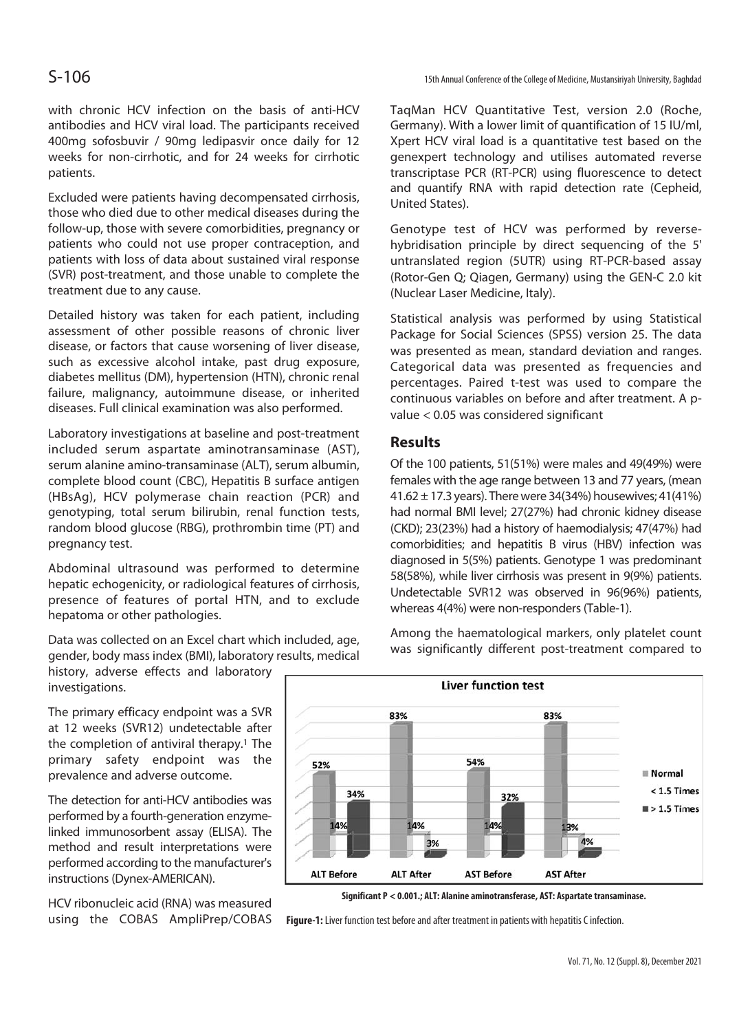with chronic HCV infection on the basis of anti-HCV antibodies and HCV viral load. The participants received 400mg sofosbuvir / 90mg ledipasvir once daily for 12 weeks for non-cirrhotic, and for 24 weeks for cirrhotic patients.

Excluded were patients having decompensated cirrhosis, those who died due to other medical diseases during the follow-up, those with severe comorbidities, pregnancy or patients who could not use proper contraception, and patients with loss of data about sustained viral response (SVR) post-treatment, and those unable to complete the treatment due to any cause.

Detailed history was taken for each patient, including assessment of other possible reasons of chronic liver disease, or factors that cause worsening of liver disease, such as excessive alcohol intake, past drug exposure, diabetes mellitus (DM), hypertension (HTN), chronic renal failure, malignancy, autoimmune disease, or inherited diseases. Full clinical examination was also performed.

Laboratory investigations at baseline and post-treatment included serum aspartate aminotransaminase (AST), serum alanine amino-transaminase (ALT), serum albumin, complete blood count (CBC), Hepatitis B surface antigen (HBsAg), HCV polymerase chain reaction (PCR) and genotyping, total serum bilirubin, renal function tests, random blood glucose (RBG), prothrombin time (PT) and pregnancy test.

Abdominal ultrasound was performed to determine hepatic echogenicity, or radiological features of cirrhosis, presence of features of portal HTN, and to exclude hepatoma or other pathologies.

Data was collected on an Excel chart which included, age, gender, body mass index (BMI), laboratory results, medical history, adverse effects and laboratory investigations.

The primary efficacy endpoint was a SVR at 12 weeks (SVR12) undetectable after the completion of antiviral therapy.[1] The primary safety endpoint was the prevalence and adverse outcome.

The detection for anti-HCV antibodies was performed by a fourth-generation enzyme-linked immunosorbent assay (ELISA). The method and result interpretations were performed according to the manufacturer's instructions (Dynex-AMERICAN).

HCV ribonucleic acid (RNA) was measured using the COBAS AmpliPrep/COBAS TaqMan HCV Quantitative Test, version 2.0 (Roche, Germany). With a lower limit of quantification of 15 IU/ml, Xpert HCV viral load is a quantitative test based on the genexpert technology and utilises automated reverse transcriptase PCR (RT-PCR) using fluorescence to detect and quantify RNA with rapid detection rate (Cepheid, United States).

Genotype test of HCV was performed by reverse-hybridisation principle by direct sequencing of the 5' untranslated region (5UTR) using RT-PCR-based assay (Rotor-Gen Q; Qiagen, Germany) using the GEN-C 2.0 kit (Nuclear Laser Medicine, Italy).

Statistical analysis was performed by using Statistical Package for Social Sciences (SPSS) version 25. The data was presented as mean, standard deviation and ranges. Categorical data was presented as frequencies and percentages. Paired t-test was used to compare the continuous variables on before and after treatment. A p-value < 0.05 was considered significant

## Results

Of the 100 patients, 51(51%) were males and 49(49%) were females with the age range between 13 and 77 years, (mean 41.62 ± 17.3 years). There were 34(34%) housewives; 41(41%) had normal BMI level; 27(27%) had chronic kidney disease (CKD); 23(23%) had a history of haemodialysis; 47(47%) had comorbidities; and hepatitis B virus (HBV) infection was diagnosed in 5(5%) patients. Genotype 1 was predominant 58(58%), while liver cirrhosis was present in 9(9%) patients. Undetectable SVR12 was observed in 96(96%) patients, whereas 4(4%) were non-responders (Table-1).

Among the haematological markers, only platelet count was significantly different post-treatment compared to

Significant P < 0.001.; ALT: Alanine aminotransferase, AST: Aspartate transaminase.

**Figure-1:** Liver function test before and after treatment in patients with hepatitis C infection.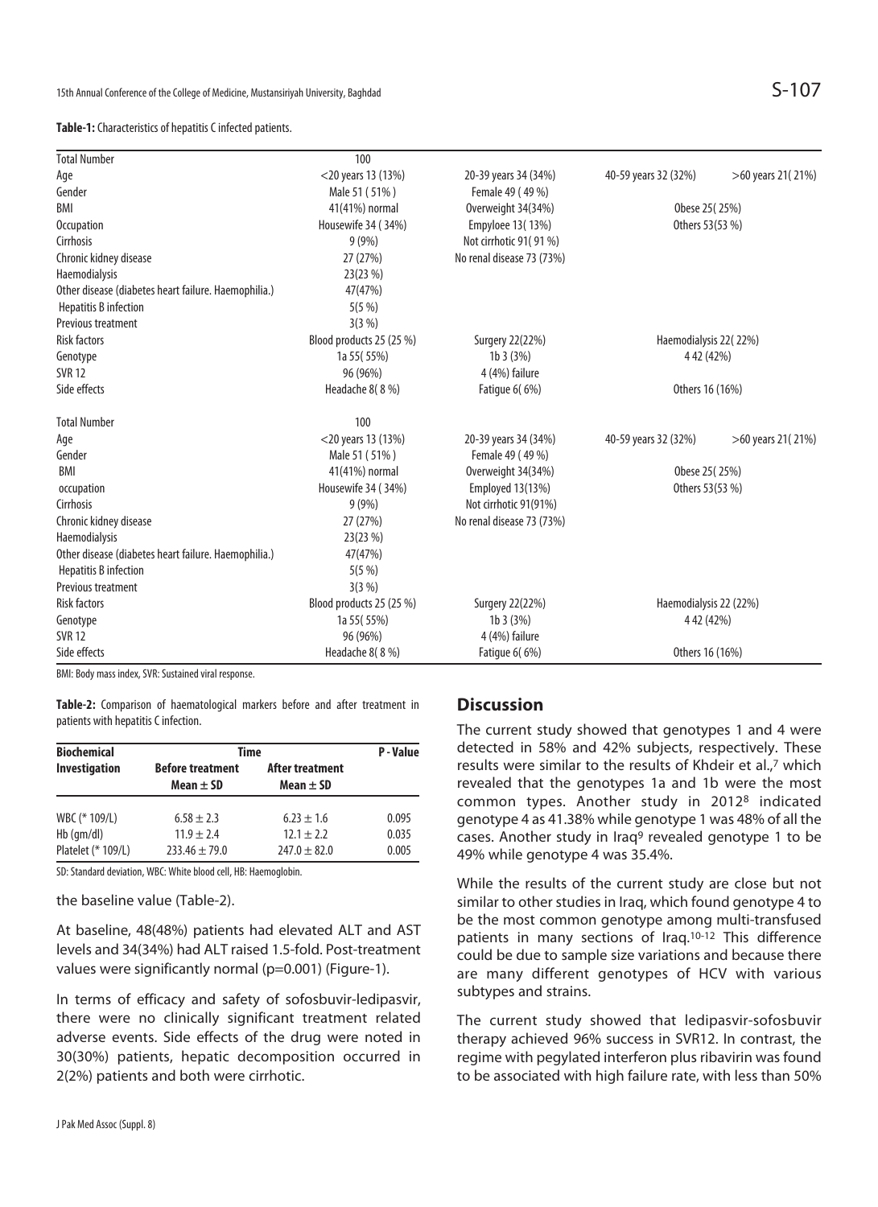**Table-1:** Characteristics of hepatitis C infected patients.

| Total Number | 100 | | | |
|---|---|---|---|---|
| Age | <20 years 13 (13%) | 20-39 years 34 (34%) | 40-59 years 32 (32%) | >60 years 21( 21%) |
| Gender | Male 51 ( 51% ) | Female 49 ( 49 %) | | |
| BMI | 41(41%) normal | Overweight 34(34%) | Obese 25( 25%) | |
| Occupation | Housewife 34 ( 34%) | Empyloee 13( 13%) | Others 53(53 %) | |
| Cirrhosis | 9 (9%) | Not cirrhotic 91( 91 %) | | |
| Chronic kidney disease | 27 (27%) | No renal disease 73 (73%) | | |
| Haemodialysis | 23(23 %) | | | |
| Other disease (diabetes heart failure. Haemophilia.) | 47(47%) | | | |
| Hepatitis B infection | 5(5 %) | | | |
| Previous treatment | 3(3 %) | | | |
| Risk factors | Blood products 25 (25 %) | Surgery 22(22%) | Haemodialysis 22( 22%) | |
| Genotype | 1a 55( 55%) | 1b 3 (3%) | 4 42 (42%) | |
| SVR 12 | 96 (96%) | 4 (4%) failure | | |
| Side effects | Headache 8( 8 %) | Fatigue 6( 6%) | Others 16 (16%) | |
| Total Number | 100 | | | |
| Age | <20 years 13 (13%) | 20-39 years 34 (34%) | 40-59 years 32 (32%) | >60 years 21( 21%) |
| Gender | Male 51 ( 51% ) | Female 49 ( 49 %) | | |
| BMI | 41(41%) normal | Overweight 34(34%) | Obese 25( 25%) | |
| occupation | Housewife 34 ( 34%) | Employed 13(13%) | Others 53(53 %) | |
| Cirrhosis | 9 (9%) | Not cirrhotic 91(91%) | | |
| Chronic kidney disease | 27 (27%) | No renal disease 73 (73%) | | |
| Haemodialysis | 23(23 %) | | | |
| Other disease (diabetes heart failure. Haemophilia.) | 47(47%) | | | |
| Hepatitis B infection | 5(5 %) | | | |
| Previous treatment | 3(3 %) | | | |
| Risk factors | Blood products 25 (25 %) | Surgery 22(22%) | Haemodialysis 22 (22%) | |
| Genotype | 1a 55( 55%) | 1b 3 (3%) | 4 42 (42%) | |
| SVR 12 | 96 (96%) | 4 (4%) failure | | |
| Side effects | Headache 8( 8 %) | Fatigue 6( 6%) | Others 16 (16%) | |

BMI: Body mass index, SVR: Sustained viral response.

**Table-2:** Comparison of haematological markers before and after treatment in patients with hepatitis C infection.

| Biochemical Investigation | Time | | P - Value |
|---|---|---|---|
| | Before treatment Mean ± SD | After treatment Mean ± SD | |
| WBC (* 109/L) | 6.58 ± 2.3 | 6.23 ± 1.6 | 0.095 |
| Hb (gm/dl) | 11.9 ± 2.4 | 12.1 ± 2.2 | 0.035 |
| Platelet (* 109/L) | 233.46 ± 79.0 | 247.0 ± 82.0 | 0.005 |

SD: Standard deviation, WBC: White blood cell, HB: Haemoglobin.

the baseline value (Table-2).

At baseline, 48(48%) patients had elevated ALT and AST levels and 34(34%) had ALT raised 1.5-fold. Post-treatment values were significantly normal (p=0.001) (Figure-1).

In terms of efficacy and safety of sofosbuvir-ledipasvir, there were no clinically significant treatment related adverse events. Side effects of the drug were noted in 30(30%) patients, hepatic decomposition occurred in 2(2%) patients and both were cirrhotic.

## Discussion

The current study showed that genotypes 1 and 4 were detected in 58% and 42% subjects, respectively. These results were similar to the results of Khdeir et al.,[7] which revealed that the genotypes 1a and 1b were the most common types. Another study in 2012[8] indicated genotype 4 as 41.38% while genotype 1 was 48% of all the cases. Another study in Iraq[9] revealed genotype 1 to be 49% while genotype 4 was 35.4%.

While the results of the current study are close but not similar to other studies in Iraq, which found genotype 4 to be the most common genotype among multi-transfused patients in many sections of Iraq.[10-12] This difference could be due to sample size variations and because there are many different genotypes of HCV with various subtypes and strains.

The current study showed that ledipasvir-sofosbuvir therapy achieved 96% success in SVR12. In contrast, the regime with pegylated interferon plus ribavirin was found to be associated with high failure rate, with less than 50%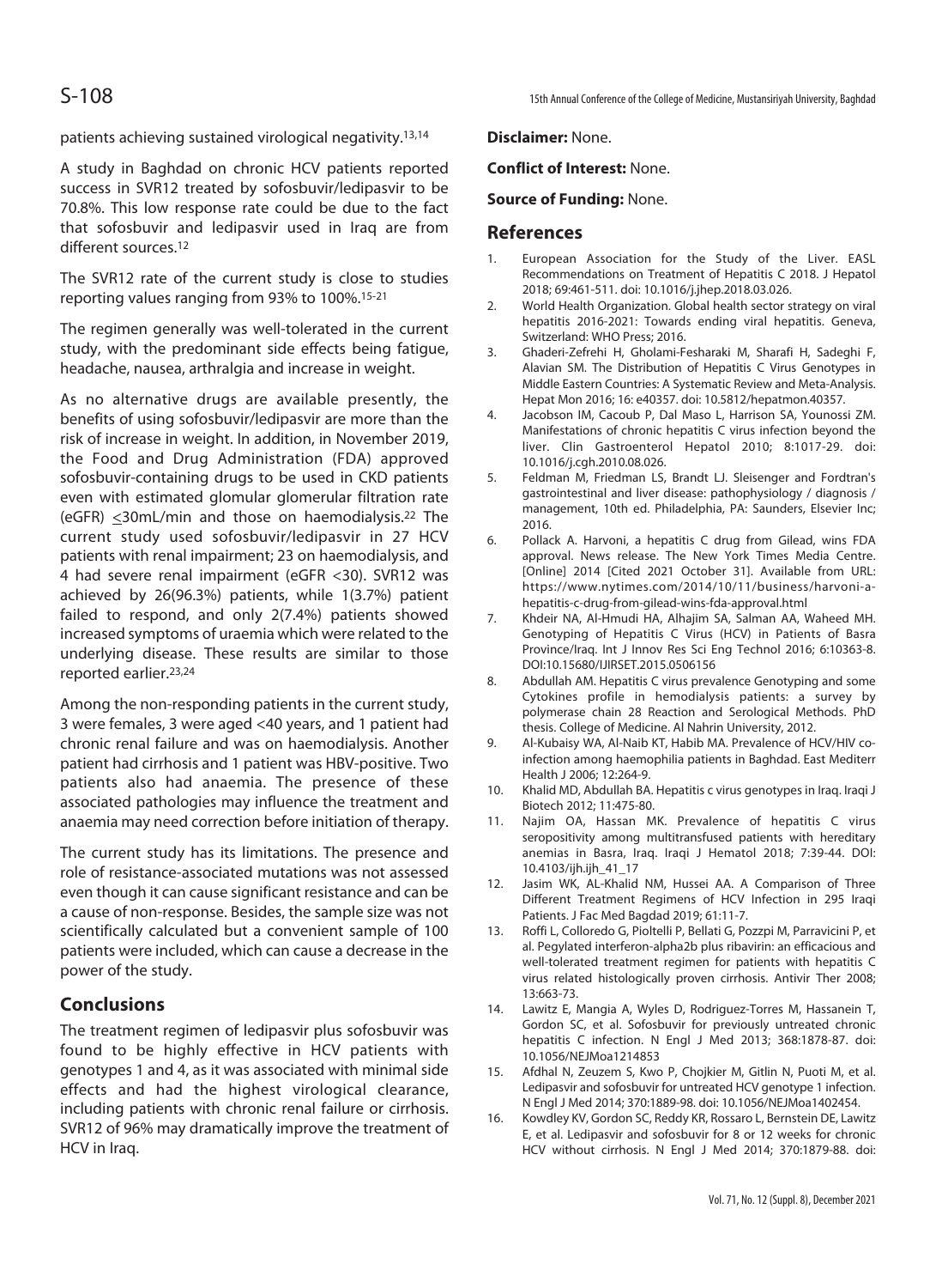patients achieving sustained virological negativity.[13,14]

A study in Baghdad on chronic HCV patients reported success in SVR12 treated by sofosbuvir/ledipasvir to be 70.8%. This low response rate could be due to the fact that sofosbuvir and ledipasvir used in Iraq are from different sources.[12]

The SVR12 rate of the current study is close to studies reporting values ranging from 93% to 100%.[15-21]

The regimen generally was well-tolerated in the current study, with the predominant side effects being fatigue, headache, nausea, arthralgia and increase in weight.

As no alternative drugs are available presently, the benefits of using sofosbuvir/ledipasvir are more than the risk of increase in weight. In addition, in November 2019, the Food and Drug Administration (FDA) approved sofosbuvir-containing drugs to be used in CKD patients even with estimated glomular glomerular filtration rate (eGFR) $\leq$30mL/min and those on haemodialysis.[22] The current study used sofosbuvir/ledipasvir in 27 HCV patients with renal impairment; 23 on haemodialysis, and 4 had severe renal impairment (eGFR <30). SVR12 was achieved by 26(96.3%) patients, while 1(3.7%) patient failed to respond, and only 2(7.4%) patients showed increased symptoms of uraemia which were related to the underlying disease. These results are similar to those reported earlier.[23,24]

Among the non-responding patients in the current study, 3 were females, 3 were aged <40 years, and 1 patient had chronic renal failure and was on haemodialysis. Another patient had cirrhosis and 1 patient was HBV-positive. Two patients also had anaemia. The presence of these associated pathologies may influence the treatment and anaemia may need correction before initiation of therapy.

The current study has its limitations. The presence and role of resistance-associated mutations was not assessed even though it can cause significant resistance and can be a cause of non-response. Besides, the sample size was not scientifically calculated but a convenient sample of 100 patients were included, which can cause a decrease in the power of the study.

## Conclusions

The treatment regimen of ledipasvir plus sofosbuvir was found to be highly effective in HCV patients with genotypes 1 and 4, as it was associated with minimal side effects and had the highest virological clearance, including patients with chronic renal failure or cirrhosis. SVR12 of 96% may dramatically improve the treatment of HCV in Iraq.

**Disclaimer:** None.

**Conflict of Interest:** None.

**Source of Funding:** None.

## References

1. European Association for the Study of the Liver. EASL Recommendations on Treatment of Hepatitis C 2018. J Hepatol 2018; 69:461-511. doi: 10.1016/j.jhep.2018.03.026.
2. World Health Organization. Global health sector strategy on viral hepatitis 2016-2021: Towards ending viral hepatitis. Geneva, Switzerland: WHO Press; 2016.
3. Ghaderi-Zefrehi H, Gholami-Fesharaki M, Sharafi H, Sadeghi F, Alavian SM. The Distribution of Hepatitis C Virus Genotypes in Middle Eastern Countries: A Systematic Review and Meta-Analysis. Hepat Mon 2016; 16: e40357. doi: 10.5812/hepatmon.40357.
4. Jacobson IM, Cacoub P, Dal Maso L, Harrison SA, Younossi ZM. Manifestations of chronic hepatitis C virus infection beyond the liver. Clin Gastroenterol Hepatol 2010; 8:1017-29. doi: 10.1016/j.cgh.2010.08.026.
5. Feldman M, Friedman LS, Brandt LJ. Sleisenger and Fordtran's gastrointestinal and liver disease: pathophysiology / diagnosis / management, 10th ed. Philadelphia, PA: Saunders, Elsevier Inc; 2016.
6. Pollack A. Harvoni, a hepatitis C drug from Gilead, wins FDA approval. News release. The New York Times Media Centre. [Online] 2014 [Cited 2021 October 31]. Available from URL: https://www.nytimes.com/2014/10/11/business/harvoni-a-hepatitis-c-drug-from-gilead-wins-fda-approval.html
7. Khdeir NA, Al-Hmudi HA, Alhajim SA, Salman AA, Waheed MH. Genotyping of Hepatitis C Virus (HCV) in Patients of Basra Province/Iraq. Int J Innov Res Sci Eng Technol 2016; 6:10363-8. DOI:10.15680/IJIRSET.2015.0506156
8. Abdullah AM. Hepatitis C virus prevalence Genotyping and some Cytokines profile in hemodialysis patients: a survey by polymerase chain 28 Reaction and Serological Methods. PhD thesis. College of Medicine. Al Nahrin University, 2012.
9. Al-Kubaisy WA, Al-Naib KT, Habib MA. Prevalence of HCV/HIV co-infection among haemophilia patients in Baghdad. East Mediterr Health J 2006; 12:264-9.
10. Khalid MD, Abdullah BA. Hepatitis c virus genotypes in Iraq. Iraqi J Biotech 2012; 11:475-80.
11. Najim OA, Hassan MK. Prevalence of hepatitis C virus seropositivity among multitransfused patients with hereditary anemias in Basra, Iraq. Iraqi J Hematol 2018; 7:39-44. DOI: 10.4103/ijh.ijh_41_17
12. Jasim WK, AL-Khalid NM, Hussei AA. A Comparison of Three Different Treatment Regimens of HCV Infection in 295 Iraqi Patients. J Fac Med Bagdad 2019; 61:11-7.
13. Roffi L, Colloredo G, Pioltelli P, Bellati G, Pozzpi M, Parravicini P, et al. Pegylated interferon-alpha2b plus ribavirin: an efficacious and well-tolerated treatment regimen for patients with hepatitis C virus related histologically proven cirrhosis. Antivir Ther 2008; 13:663-73.
14. Lawitz E, Mangia A, Wyles D, Rodriguez-Torres M, Hassanein T, Gordon SC, et al. Sofosbuvir for previously untreated chronic hepatitis C infection. N Engl J Med 2013; 368:1878-87. doi: 10.1056/NEJMoa1214853
15. Afdhal N, Zeuzem S, Kwo P, Chojkier M, Gitlin N, Puoti M, et al. Ledipasvir and sofosbuvir for untreated HCV genotype 1 infection. N Engl J Med 2014; 370:1889-98. doi: 10.1056/NEJMoa1402454.
16. Kowdley KV, Gordon SC, Reddy KR, Rossaro L, Bernstein DE, Lawitz E, et al. Ledipasvir and sofosbuvir for 8 or 12 weeks for chronic HCV without cirrhosis. N Engl J Med 2014; 370:1879-88. doi: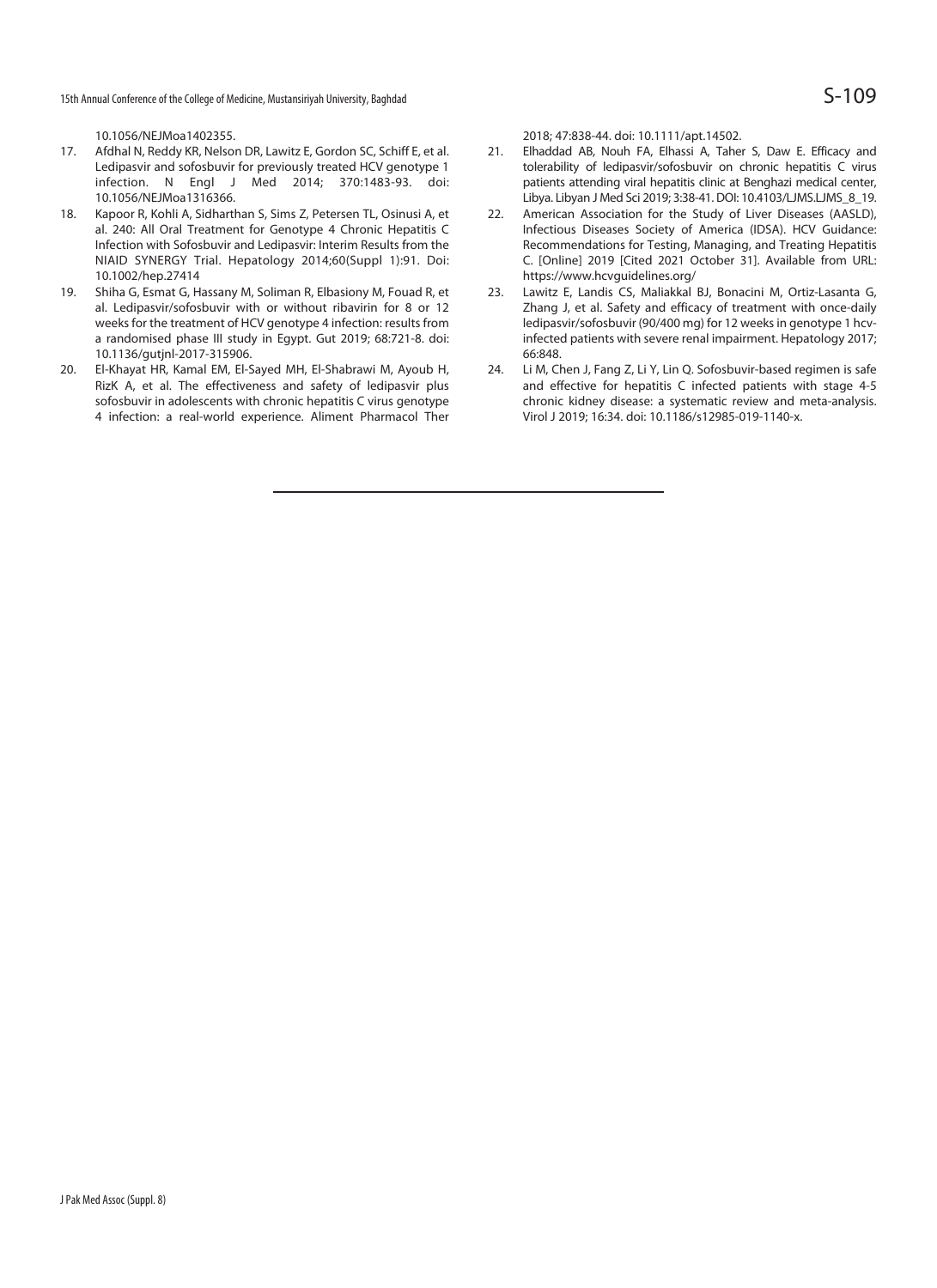10.1056/NEJMoa1402355.

17. Afdhal N, Reddy KR, Nelson DR, Lawitz E, Gordon SC, Schiff E, et al. Ledipasvir and sofosbuvir for previously treated HCV genotype 1 infection. N Engl J Med 2014; 370:1483-93. doi: 10.1056/NEJMoa1316366.
18. Kapoor R, Kohli A, Sidharthan S, Sims Z, Petersen TL, Osinusi A, et al. 240: All Oral Treatment for Genotype 4 Chronic Hepatitis C Infection with Sofosbuvir and Ledipasvir: Interim Results from the NIAID SYNERGY Trial. Hepatology 2014;60(Suppl 1):91. Doi: 10.1002/hep.27414
19. Shiha G, Esmat G, Hassany M, Soliman R, Elbasiony M, Fouad R, et al. Ledipasvir/sofosbuvir with or without ribavirin for 8 or 12 weeks for the treatment of HCV genotype 4 infection: results from a randomised phase III study in Egypt. Gut 2019; 68:721-8. doi: 10.1136/gutjnl-2017-315906.
20. El-Khayat HR, Kamal EM, El-Sayed MH, El-Shabrawi M, Ayoub H, RizK A, et al. The effectiveness and safety of ledipasvir plus sofosbuvir in adolescents with chronic hepatitis C virus genotype 4 infection: a real-world experience. Aliment Pharmacol Ther 2018; 47:838-44. doi: 10.1111/apt.14502.
21. Elhaddad AB, Nouh FA, Elhassi A, Taher S, Daw E. Efficacy and tolerability of ledipasvir/sofosbuvir on chronic hepatitis C virus patients attending viral hepatitis clinic at Benghazi medical center, Libya. Libyan J Med Sci 2019; 3:38-41. DOI: 10.4103/LJMS.LJMS_8_19.
22. American Association for the Study of Liver Diseases (AASLD), Infectious Diseases Society of America (IDSA). HCV Guidance: Recommendations for Testing, Managing, and Treating Hepatitis C. [Online] 2019 [Cited 2021 October 31]. Available from URL: https://www.hcvguidelines.org/
23. Lawitz E, Landis CS, Maliakkal BJ, Bonacini M, Ortiz-Lasanta G, Zhang J, et al. Safety and efficacy of treatment with once-daily ledipasvir/sofosbuvir (90/400 mg) for 12 weeks in genotype 1 hcv-infected patients with severe renal impairment. Hepatology 2017; 66:848.
24. Li M, Chen J, Fang Z, Li Y, Lin Q. Sofosbuvir-based regimen is safe and effective for hepatitis C infected patients with stage 4-5 chronic kidney disease: a systematic review and meta-analysis. Virol J 2019; 16:34. doi: 10.1186/s12985-019-1140-x.